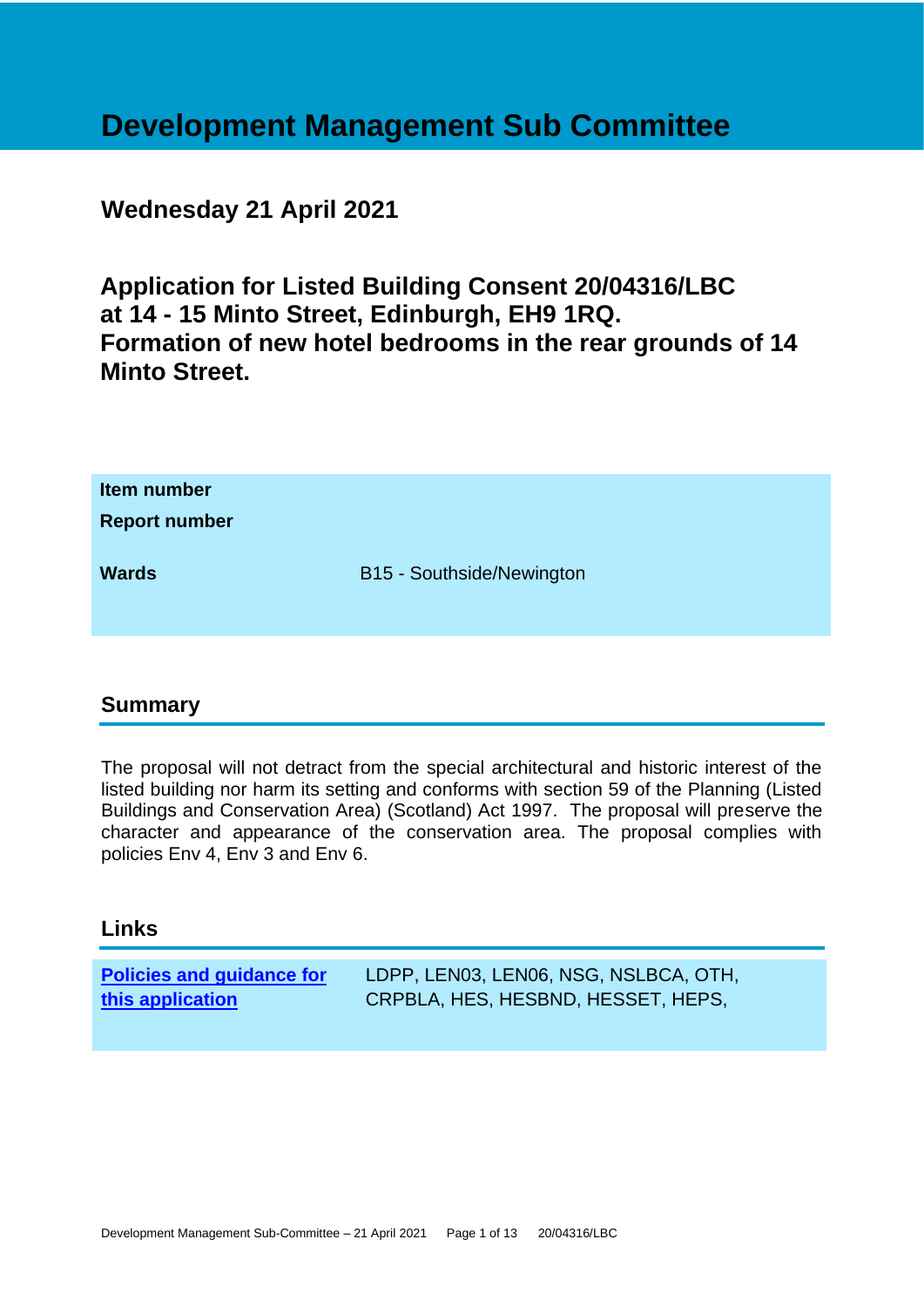# Development Management Sub Committee

## Wednesday 21 April 2021

## Application for Listed Building Consent 20/04316/LBC at 14 - 15 Minto Street, Edinburgh, EH9 1RQ. Formation of new hotel bedrooms in the rear grounds of 14 Minto Street.

| | |
|---|---|
| **Item number** | |
| **Report number** | |
| **Wards** | B15 - Southside/Newington |

## Summary

The proposal will not detract from the special architectural and historic interest of the listed building nor harm its setting and conforms with section 59 of the Planning (Listed Buildings and Conservation Area) (Scotland) Act 1997. The proposal will preserve the character and appearance of the conservation area. The proposal complies with policies Env 4, Env 3 and Env 6.

## Links

| | |
|---|---|
| **Policies and guidance for this application** | LDPP, LEN03, LEN06, NSG, NSLBCA, OTH, CRPBLA, HES, HESBND, HESSET, HEPS, |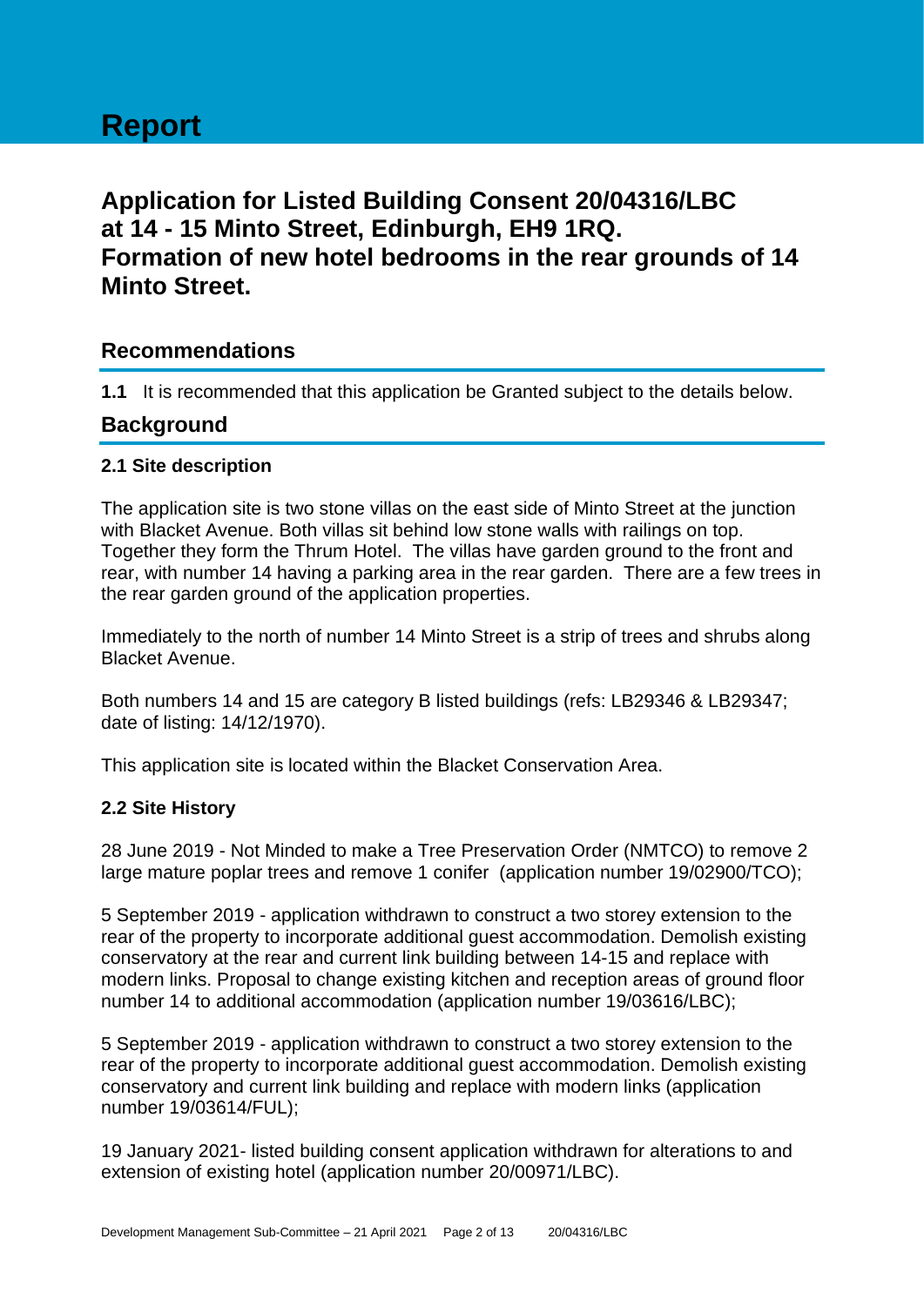# Report

## Application for Listed Building Consent 20/04316/LBC at 14 - 15 Minto Street, Edinburgh, EH9 1RQ. Formation of new hotel bedrooms in the rear grounds of 14 Minto Street.

### Recommendations

**1.1** It is recommended that this application be Granted subject to the details below.

### Background

#### 2.1 Site description

The application site is two stone villas on the east side of Minto Street at the junction with Blacket Avenue. Both villas sit behind low stone walls with railings on top. Together they form the Thrum Hotel. The villas have garden ground to the front and rear, with number 14 having a parking area in the rear garden. There are a few trees in the rear garden ground of the application properties.

Immediately to the north of number 14 Minto Street is a strip of trees and shrubs along Blacket Avenue.

Both numbers 14 and 15 are category B listed buildings (refs: LB29346 & LB29347; date of listing: 14/12/1970).

This application site is located within the Blacket Conservation Area.

#### 2.2 Site History

28 June 2019 - Not Minded to make a Tree Preservation Order (NMTCO) to remove 2 large mature poplar trees and remove 1 conifer (application number 19/02900/TCO);

5 September 2019 - application withdrawn to construct a two storey extension to the rear of the property to incorporate additional guest accommodation. Demolish existing conservatory at the rear and current link building between 14-15 and replace with modern links. Proposal to change existing kitchen and reception areas of ground floor number 14 to additional accommodation (application number 19/03616/LBC);

5 September 2019 - application withdrawn to construct a two storey extension to the rear of the property to incorporate additional guest accommodation. Demolish existing conservatory and current link building and replace with modern links (application number 19/03614/FUL);

19 January 2021- listed building consent application withdrawn for alterations to and extension of existing hotel (application number 20/00971/LBC).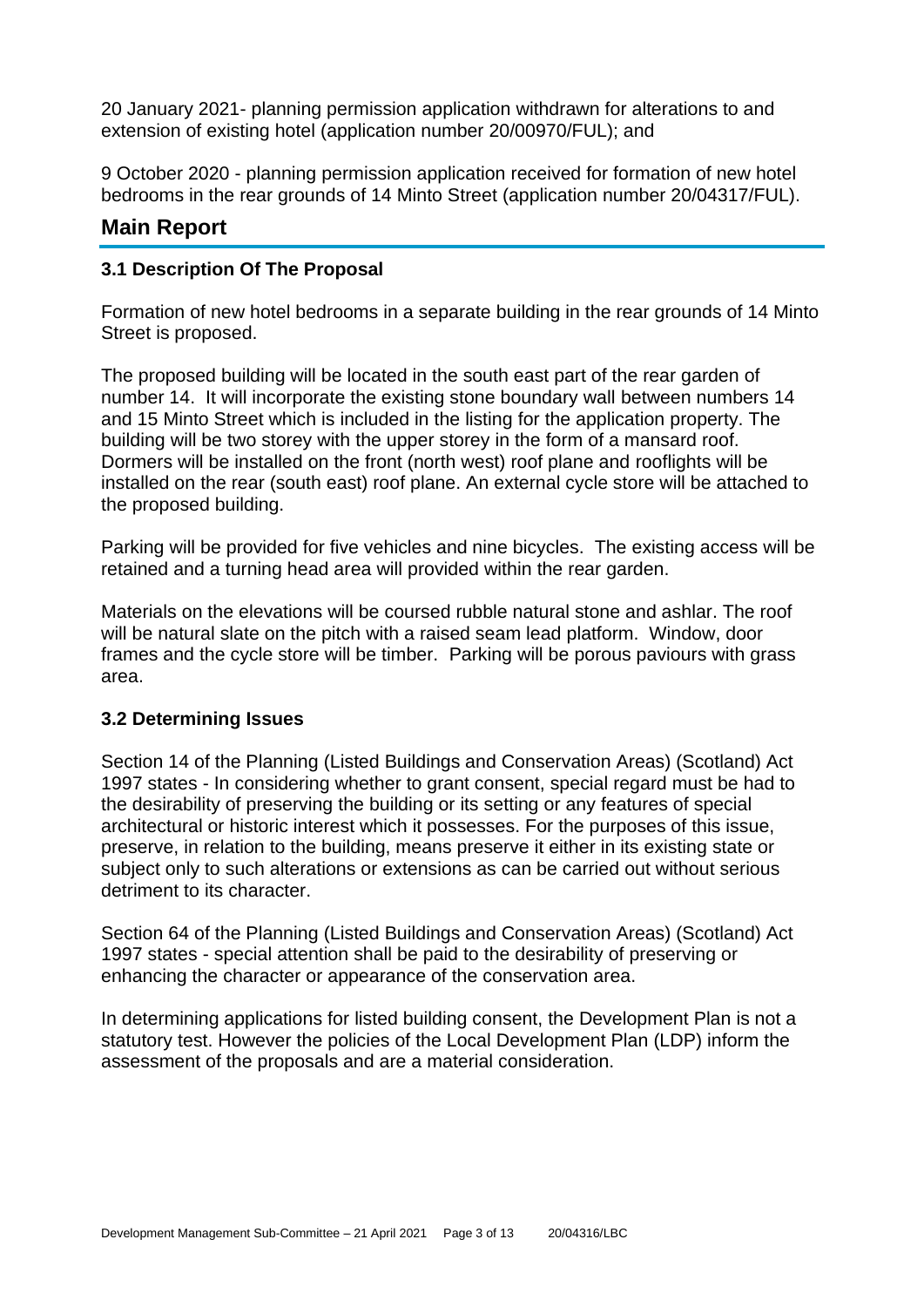20 January 2021- planning permission application withdrawn for alterations to and extension of existing hotel (application number 20/00970/FUL); and

9 October 2020 - planning permission application received for formation of new hotel bedrooms in the rear grounds of 14 Minto Street (application number 20/04317/FUL).

## Main Report

### 3.1 Description Of The Proposal

Formation of new hotel bedrooms in a separate building in the rear grounds of 14 Minto Street is proposed.

The proposed building will be located in the south east part of the rear garden of number 14. It will incorporate the existing stone boundary wall between numbers 14 and 15 Minto Street which is included in the listing for the application property. The building will be two storey with the upper storey in the form of a mansard roof. Dormers will be installed on the front (north west) roof plane and rooflights will be installed on the rear (south east) roof plane. An external cycle store will be attached to the proposed building.

Parking will be provided for five vehicles and nine bicycles. The existing access will be retained and a turning head area will provided within the rear garden.

Materials on the elevations will be coursed rubble natural stone and ashlar. The roof will be natural slate on the pitch with a raised seam lead platform. Window, door frames and the cycle store will be timber. Parking will be porous paviours with grass area.

### 3.2 Determining Issues

Section 14 of the Planning (Listed Buildings and Conservation Areas) (Scotland) Act 1997 states - In considering whether to grant consent, special regard must be had to the desirability of preserving the building or its setting or any features of special architectural or historic interest which it possesses. For the purposes of this issue, preserve, in relation to the building, means preserve it either in its existing state or subject only to such alterations or extensions as can be carried out without serious detriment to its character.

Section 64 of the Planning (Listed Buildings and Conservation Areas) (Scotland) Act 1997 states - special attention shall be paid to the desirability of preserving or enhancing the character or appearance of the conservation area.

In determining applications for listed building consent, the Development Plan is not a statutory test. However the policies of the Local Development Plan (LDP) inform the assessment of the proposals and are a material consideration.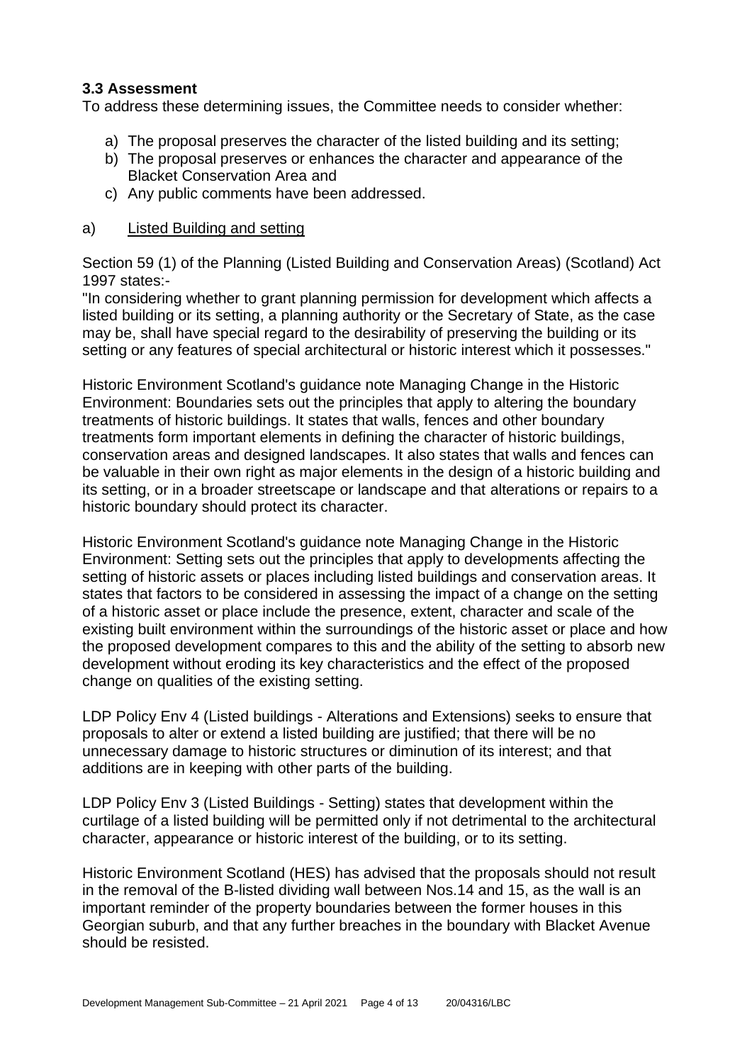### 3.3 Assessment

To address these determining issues, the Committee needs to consider whether:

a) The proposal preserves the character of the listed building and its setting;
b) The proposal preserves or enhances the character and appearance of the Blacket Conservation Area and
c) Any public comments have been addressed.

a) <u>Listed Building and setting</u>

Section 59 (1) of the Planning (Listed Building and Conservation Areas) (Scotland) Act 1997 states:-

"In considering whether to grant planning permission for development which affects a listed building or its setting, a planning authority or the Secretary of State, as the case may be, shall have special regard to the desirability of preserving the building or its setting or any features of special architectural or historic interest which it possesses."

Historic Environment Scotland's guidance note Managing Change in the Historic Environment: Boundaries sets out the principles that apply to altering the boundary treatments of historic buildings. It states that walls, fences and other boundary treatments form important elements in defining the character of historic buildings, conservation areas and designed landscapes. It also states that walls and fences can be valuable in their own right as major elements in the design of a historic building and its setting, or in a broader streetscape or landscape and that alterations or repairs to a historic boundary should protect its character.

Historic Environment Scotland's guidance note Managing Change in the Historic Environment: Setting sets out the principles that apply to developments affecting the setting of historic assets or places including listed buildings and conservation areas. It states that factors to be considered in assessing the impact of a change on the setting of a historic asset or place include the presence, extent, character and scale of the existing built environment within the surroundings of the historic asset or place and how the proposed development compares to this and the ability of the setting to absorb new development without eroding its key characteristics and the effect of the proposed change on qualities of the existing setting.

LDP Policy Env 4 (Listed buildings - Alterations and Extensions) seeks to ensure that proposals to alter or extend a listed building are justified; that there will be no unnecessary damage to historic structures or diminution of its interest; and that additions are in keeping with other parts of the building.

LDP Policy Env 3 (Listed Buildings - Setting) states that development within the curtilage of a listed building will be permitted only if not detrimental to the architectural character, appearance or historic interest of the building, or to its setting.

Historic Environment Scotland (HES) has advised that the proposals should not result in the removal of the B-listed dividing wall between Nos.14 and 15, as the wall is an important reminder of the property boundaries between the former houses in this Georgian suburb, and that any further breaches in the boundary with Blacket Avenue should be resisted.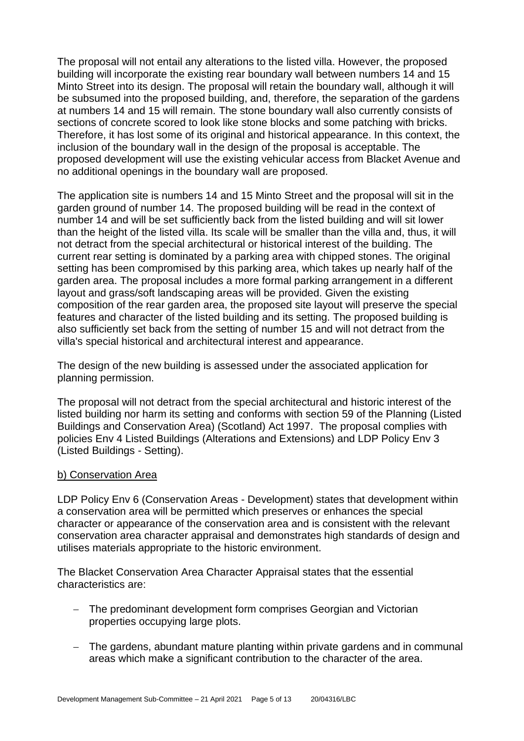The proposal will not entail any alterations to the listed villa. However, the proposed building will incorporate the existing rear boundary wall between numbers 14 and 15 Minto Street into its design. The proposal will retain the boundary wall, although it will be subsumed into the proposed building, and, therefore, the separation of the gardens at numbers 14 and 15 will remain. The stone boundary wall also currently consists of sections of concrete scored to look like stone blocks and some patching with bricks. Therefore, it has lost some of its original and historical appearance. In this context, the inclusion of the boundary wall in the design of the proposal is acceptable. The proposed development will use the existing vehicular access from Blacket Avenue and no additional openings in the boundary wall are proposed.

The application site is numbers 14 and 15 Minto Street and the proposal will sit in the garden ground of number 14. The proposed building will be read in the context of number 14 and will be set sufficiently back from the listed building and will sit lower than the height of the listed villa. Its scale will be smaller than the villa and, thus, it will not detract from the special architectural or historical interest of the building. The current rear setting is dominated by a parking area with chipped stones. The original setting has been compromised by this parking area, which takes up nearly half of the garden area. The proposal includes a more formal parking arrangement in a different layout and grass/soft landscaping areas will be provided. Given the existing composition of the rear garden area, the proposed site layout will preserve the special features and character of the listed building and its setting. The proposed building is also sufficiently set back from the setting of number 15 and will not detract from the villa's special historical and architectural interest and appearance.

The design of the new building is assessed under the associated application for planning permission.

The proposal will not detract from the special architectural and historic interest of the listed building nor harm its setting and conforms with section 59 of the Planning (Listed Buildings and Conservation Area) (Scotland) Act 1997. The proposal complies with policies Env 4 Listed Buildings (Alterations and Extensions) and LDP Policy Env 3 (Listed Buildings - Setting).

b) Conservation Area

LDP Policy Env 6 (Conservation Areas - Development) states that development within a conservation area will be permitted which preserves or enhances the special character or appearance of the conservation area and is consistent with the relevant conservation area character appraisal and demonstrates high standards of design and utilises materials appropriate to the historic environment.

The Blacket Conservation Area Character Appraisal states that the essential characteristics are:

- The predominant development form comprises Georgian and Victorian properties occupying large plots.
- The gardens, abundant mature planting within private gardens and in communal areas which make a significant contribution to the character of the area.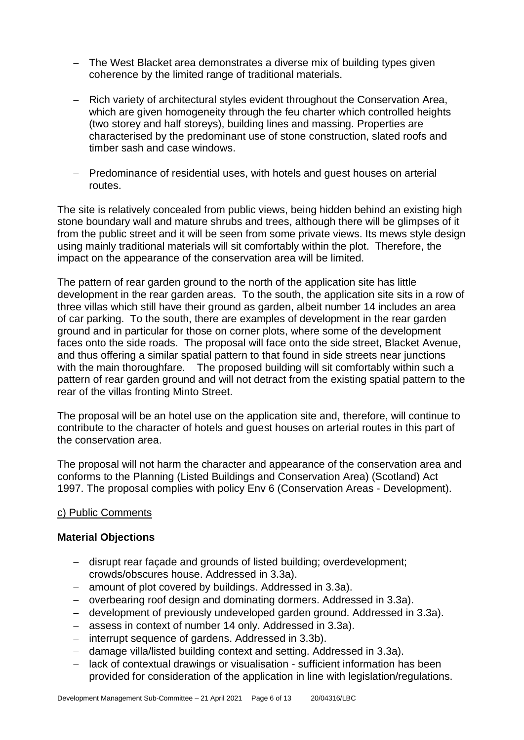- The West Blacket area demonstrates a diverse mix of building types given coherence by the limited range of traditional materials.

- Rich variety of architectural styles evident throughout the Conservation Area, which are given homogeneity through the feu charter which controlled heights (two storey and half storeys), building lines and massing. Properties are characterised by the predominant use of stone construction, slated roofs and timber sash and case windows.

- Predominance of residential uses, with hotels and guest houses on arterial routes.

The site is relatively concealed from public views, being hidden behind an existing high stone boundary wall and mature shrubs and trees, although there will be glimpses of it from the public street and it will be seen from some private views. Its mews style design using mainly traditional materials will sit comfortably within the plot. Therefore, the impact on the appearance of the conservation area will be limited.

The pattern of rear garden ground to the north of the application site has little development in the rear garden areas. To the south, the application site sits in a row of three villas which still have their ground as garden, albeit number 14 includes an area of car parking. To the south, there are examples of development in the rear garden ground and in particular for those on corner plots, where some of the development faces onto the side roads. The proposal will face onto the side street, Blacket Avenue, and thus offering a similar spatial pattern to that found in side streets near junctions with the main thoroughfare. The proposed building will sit comfortably within such a pattern of rear garden ground and will not detract from the existing spatial pattern to the rear of the villas fronting Minto Street.

The proposal will be an hotel use on the application site and, therefore, will continue to contribute to the character of hotels and guest houses on arterial routes in this part of the conservation area.

The proposal will not harm the character and appearance of the conservation area and conforms to the Planning (Listed Buildings and Conservation Area) (Scotland) Act 1997. The proposal complies with policy Env 6 (Conservation Areas - Development).

c) Public Comments

**Material Objections**

- disrupt rear façade and grounds of listed building; overdevelopment; crowds/obscures house. Addressed in 3.3a).
- amount of plot covered by buildings. Addressed in 3.3a).
- overbearing roof design and dominating dormers. Addressed in 3.3a).
- development of previously undeveloped garden ground. Addressed in 3.3a).
- assess in context of number 14 only. Addressed in 3.3a).
- interrupt sequence of gardens. Addressed in 3.3b).
- damage villa/listed building context and setting. Addressed in 3.3a).
- lack of contextual drawings or visualisation - sufficient information has been provided for consideration of the application in line with legislation/regulations.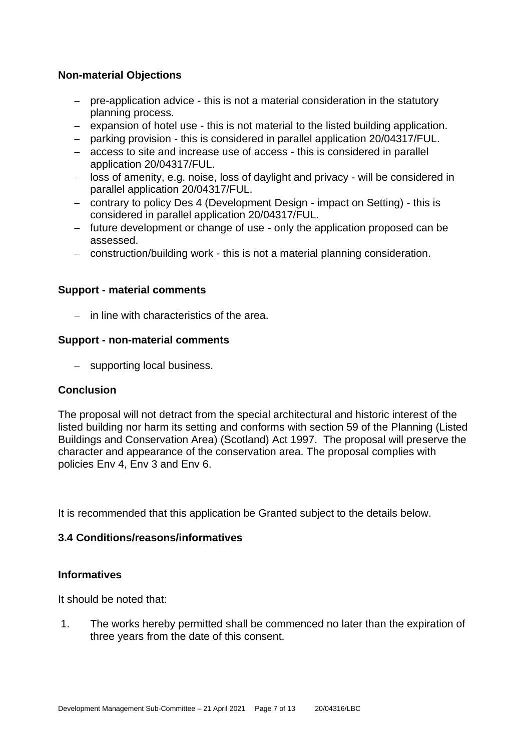**Non-material Objections**

- pre-application advice - this is not a material consideration in the statutory planning process.
- expansion of hotel use - this is not material to the listed building application.
- parking provision - this is considered in parallel application 20/04317/FUL.
- access to site and increase use of access - this is considered in parallel application 20/04317/FUL.
- loss of amenity, e.g. noise, loss of daylight and privacy - will be considered in parallel application 20/04317/FUL.
- contrary to policy Des 4 (Development Design - impact on Setting) - this is considered in parallel application 20/04317/FUL.
- future development or change of use - only the application proposed can be assessed.
- construction/building work - this is not a material planning consideration.

**Support - material comments**

- in line with characteristics of the area.

**Support - non-material comments**

- supporting local business.

**Conclusion**

The proposal will not detract from the special architectural and historic interest of the listed building nor harm its setting and conforms with section 59 of the Planning (Listed Buildings and Conservation Area) (Scotland) Act 1997. The proposal will preserve the character and appearance of the conservation area. The proposal complies with policies Env 4, Env 3 and Env 6.

It is recommended that this application be Granted subject to the details below.

**3.4 Conditions/reasons/informatives**

**Informatives**

It should be noted that:

1. The works hereby permitted shall be commenced no later than the expiration of three years from the date of this consent.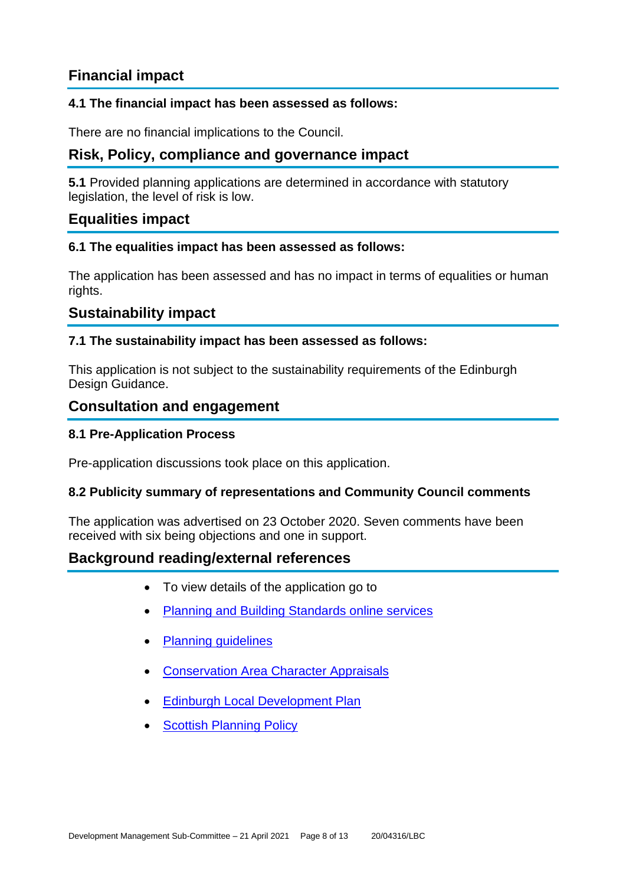## Financial impact

**4.1 The financial impact has been assessed as follows:**

There are no financial implications to the Council.

## Risk, Policy, compliance and governance impact

**5.1** Provided planning applications are determined in accordance with statutory legislation, the level of risk is low.

## Equalities impact

**6.1 The equalities impact has been assessed as follows:**

The application has been assessed and has no impact in terms of equalities or human rights.

## Sustainability impact

**7.1 The sustainability impact has been assessed as follows:**

This application is not subject to the sustainability requirements of the Edinburgh Design Guidance.

## Consultation and engagement

**8.1 Pre-Application Process**

Pre-application discussions took place on this application.

**8.2 Publicity summary of representations and Community Council comments**

The application was advertised on 23 October 2020. Seven comments have been received with six being objections and one in support.

## Background reading/external references

- To view details of the application go to
- Planning and Building Standards online services
- Planning guidelines
- Conservation Area Character Appraisals
- Edinburgh Local Development Plan
- Scottish Planning Policy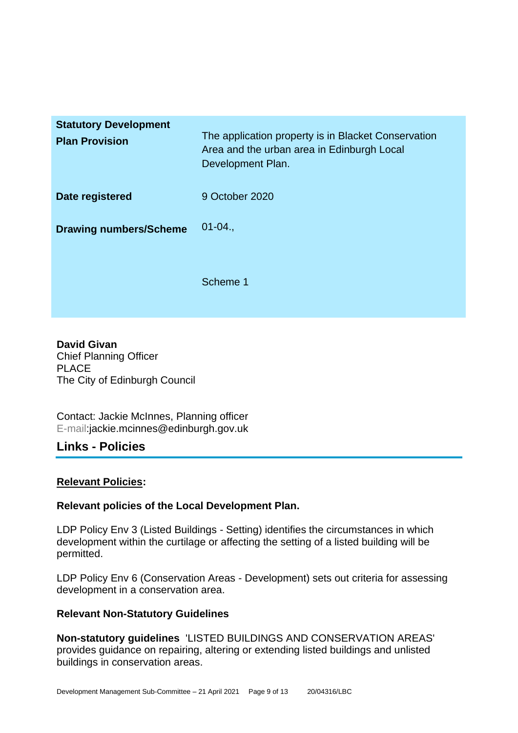| | |
|---|---|
| **Statutory Development Plan Provision** | The application property is in Blacket Conservation Area and the urban area in Edinburgh Local Development Plan. |
| **Date registered** | 9 October 2020 |
| **Drawing numbers/Scheme** | 01-04.,<br><br>Scheme 1 |

**David Givan**
Chief Planning Officer
PLACE
The City of Edinburgh Council

Contact: Jackie McInnes, Planning officer
E-mail:jackie.mcinnes@edinburgh.gov.uk

## Links - Policies

**Relevant Policies:**

**Relevant policies of the Local Development Plan.**

LDP Policy Env 3 (Listed Buildings - Setting) identifies the circumstances in which development within the curtilage or affecting the setting of a listed building will be permitted.

LDP Policy Env 6 (Conservation Areas - Development) sets out criteria for assessing development in a conservation area.

**Relevant Non-Statutory Guidelines**

**Non-statutory guidelines** 'LISTED BUILDINGS AND CONSERVATION AREAS' provides guidance on repairing, altering or extending listed buildings and unlisted buildings in conservation areas.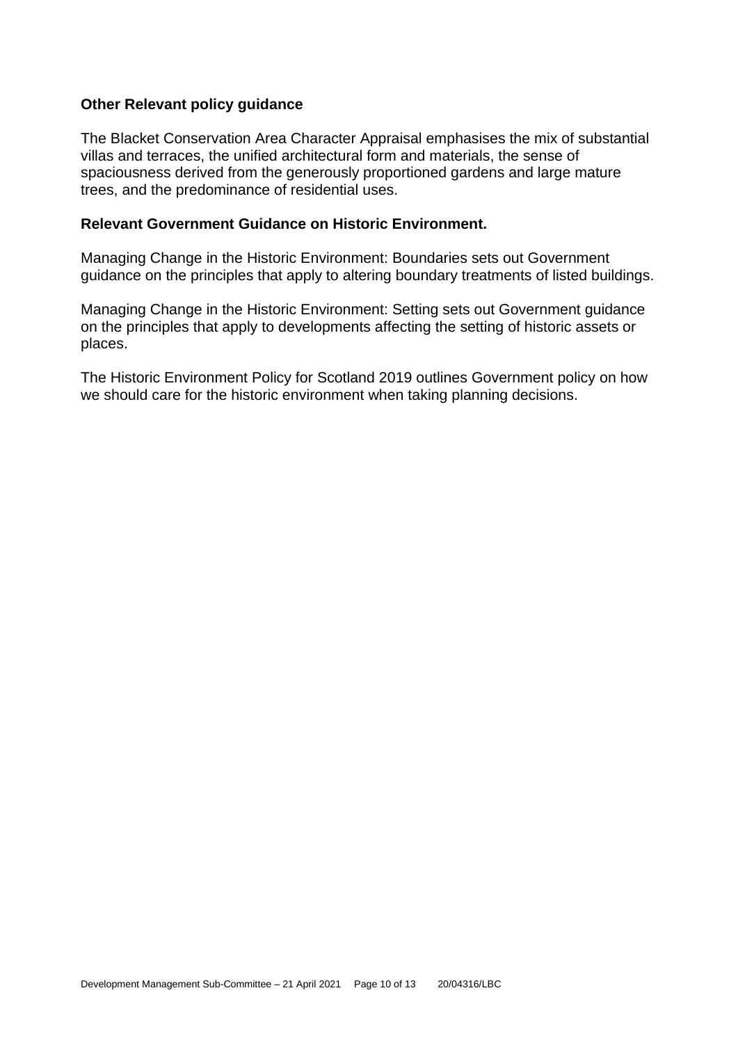**Other Relevant policy guidance**

The Blacket Conservation Area Character Appraisal emphasises the mix of substantial villas and terraces, the unified architectural form and materials, the sense of spaciousness derived from the generously proportioned gardens and large mature trees, and the predominance of residential uses.

**Relevant Government Guidance on Historic Environment.**

Managing Change in the Historic Environment: Boundaries sets out Government guidance on the principles that apply to altering boundary treatments of listed buildings.

Managing Change in the Historic Environment: Setting sets out Government guidance on the principles that apply to developments affecting the setting of historic assets or places.

The Historic Environment Policy for Scotland 2019 outlines Government policy on how we should care for the historic environment when taking planning decisions.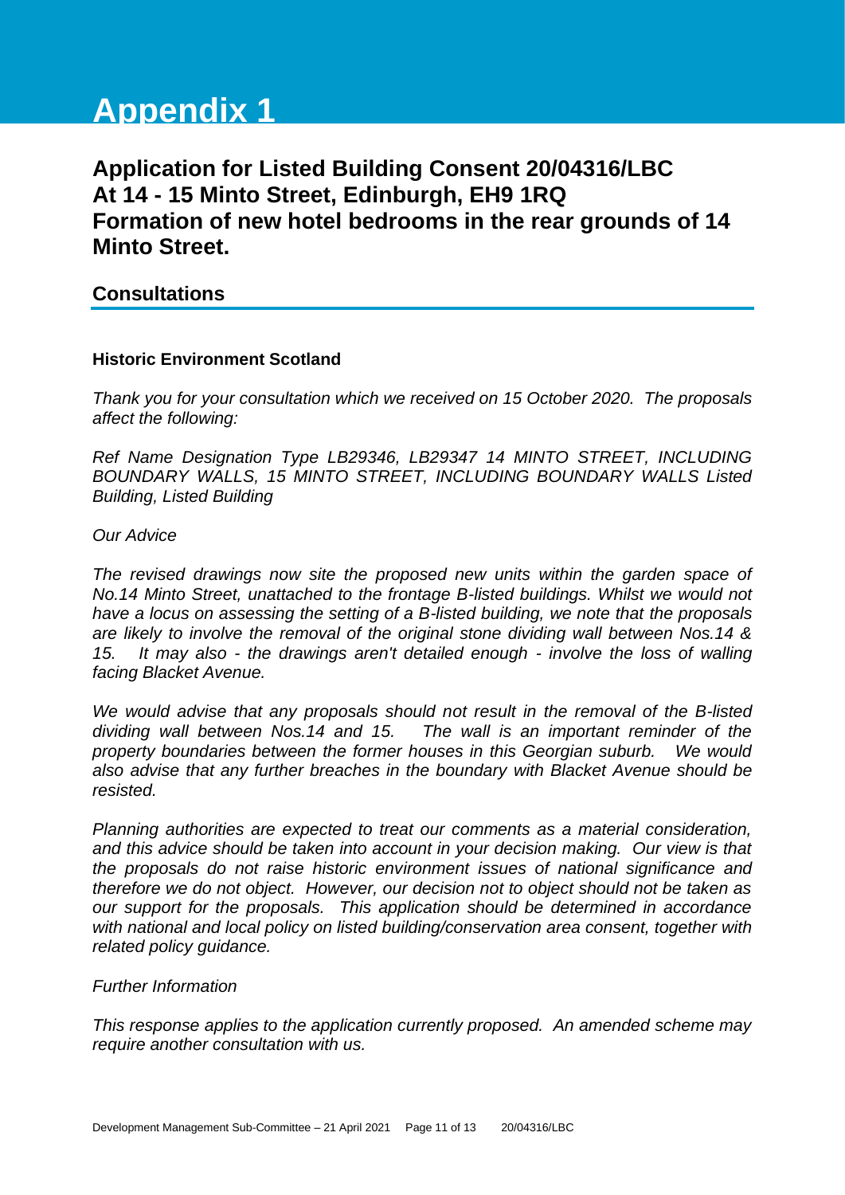# Appendix 1

## Application for Listed Building Consent 20/04316/LBC
## At 14 - 15 Minto Street, Edinburgh, EH9 1RQ
## Formation of new hotel bedrooms in the rear grounds of 14 Minto Street.

## Consultations

**Historic Environment Scotland**

*Thank you for your consultation which we received on 15 October 2020. The proposals affect the following:*

*Ref Name Designation Type LB29346, LB29347 14 MINTO STREET, INCLUDING BOUNDARY WALLS, 15 MINTO STREET, INCLUDING BOUNDARY WALLS Listed Building, Listed Building*

*Our Advice*

*The revised drawings now site the proposed new units within the garden space of No.14 Minto Street, unattached to the frontage B-listed buildings. Whilst we would not have a locus on assessing the setting of a B-listed building, we note that the proposals are likely to involve the removal of the original stone dividing wall between Nos.14 & 15. It may also - the drawings aren't detailed enough - involve the loss of walling facing Blacket Avenue.*

*We would advise that any proposals should not result in the removal of the B-listed dividing wall between Nos.14 and 15. The wall is an important reminder of the property boundaries between the former houses in this Georgian suburb. We would also advise that any further breaches in the boundary with Blacket Avenue should be resisted.*

*Planning authorities are expected to treat our comments as a material consideration, and this advice should be taken into account in your decision making. Our view is that the proposals do not raise historic environment issues of national significance and therefore we do not object. However, our decision not to object should not be taken as our support for the proposals. This application should be determined in accordance with national and local policy on listed building/conservation area consent, together with related policy guidance.*

*Further Information*

*This response applies to the application currently proposed. An amended scheme may require another consultation with us.*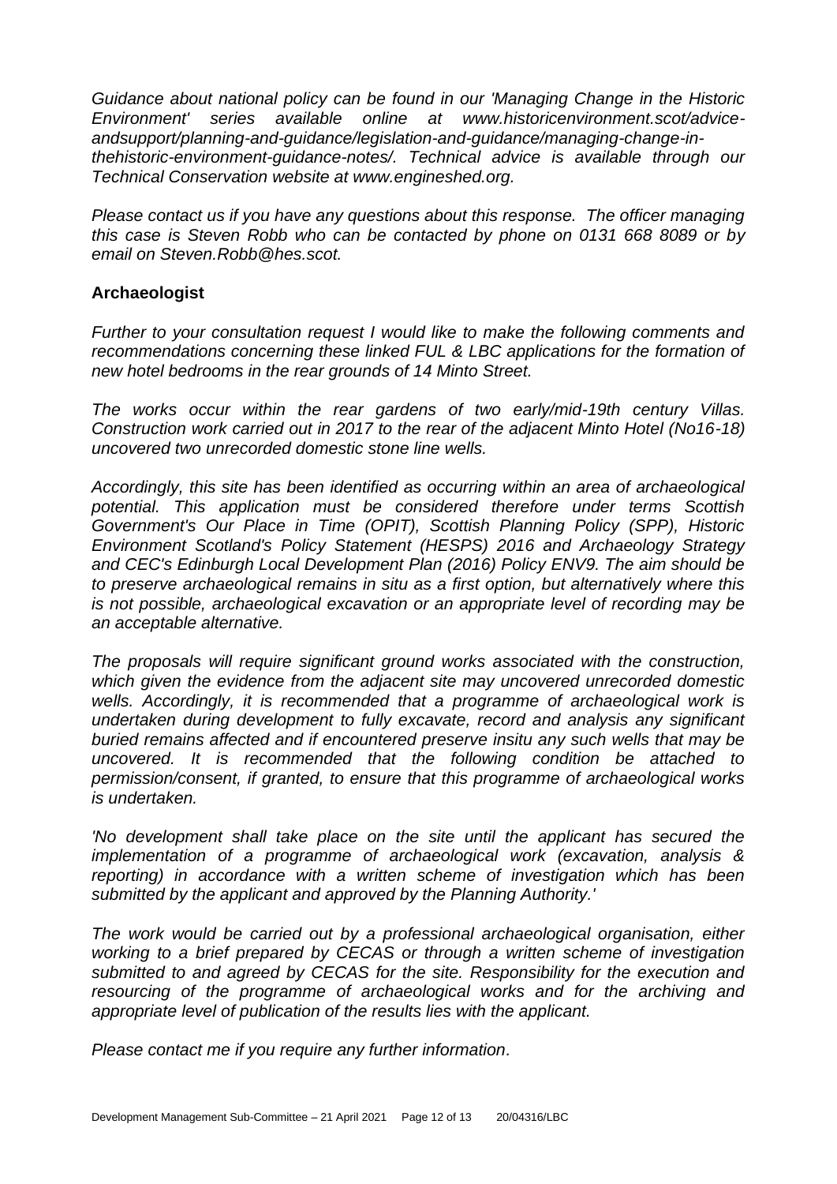*Guidance about national policy can be found in our 'Managing Change in the Historic Environment' series available online at www.historicenvironment.scot/advice-andsupport/planning-and-guidance/legislation-and-guidance/managing-change-in-thehistoric-environment-guidance-notes/. Technical advice is available through our Technical Conservation website at www.engineshed.org.*

*Please contact us if you have any questions about this response. The officer managing this case is Steven Robb who can be contacted by phone on 0131 668 8089 or by email on Steven.Robb@hes.scot.*

**Archaeologist**

*Further to your consultation request I would like to make the following comments and recommendations concerning these linked FUL & LBC applications for the formation of new hotel bedrooms in the rear grounds of 14 Minto Street.*

*The works occur within the rear gardens of two early/mid-19th century Villas. Construction work carried out in 2017 to the rear of the adjacent Minto Hotel (No16-18) uncovered two unrecorded domestic stone line wells.*

*Accordingly, this site has been identified as occurring within an area of archaeological potential. This application must be considered therefore under terms Scottish Government's Our Place in Time (OPIT), Scottish Planning Policy (SPP), Historic Environment Scotland's Policy Statement (HESPS) 2016 and Archaeology Strategy and CEC's Edinburgh Local Development Plan (2016) Policy ENV9. The aim should be to preserve archaeological remains in situ as a first option, but alternatively where this is not possible, archaeological excavation or an appropriate level of recording may be an acceptable alternative.*

*The proposals will require significant ground works associated with the construction, which given the evidence from the adjacent site may uncovered unrecorded domestic wells. Accordingly, it is recommended that a programme of archaeological work is undertaken during development to fully excavate, record and analysis any significant buried remains affected and if encountered preserve insitu any such wells that may be uncovered. It is recommended that the following condition be attached to permission/consent, if granted, to ensure that this programme of archaeological works is undertaken.*

*'No development shall take place on the site until the applicant has secured the implementation of a programme of archaeological work (excavation, analysis & reporting) in accordance with a written scheme of investigation which has been submitted by the applicant and approved by the Planning Authority.'*

*The work would be carried out by a professional archaeological organisation, either working to a brief prepared by CECAS or through a written scheme of investigation submitted to and agreed by CECAS for the site. Responsibility for the execution and resourcing of the programme of archaeological works and for the archiving and appropriate level of publication of the results lies with the applicant.*

*Please contact me if you require any further information.*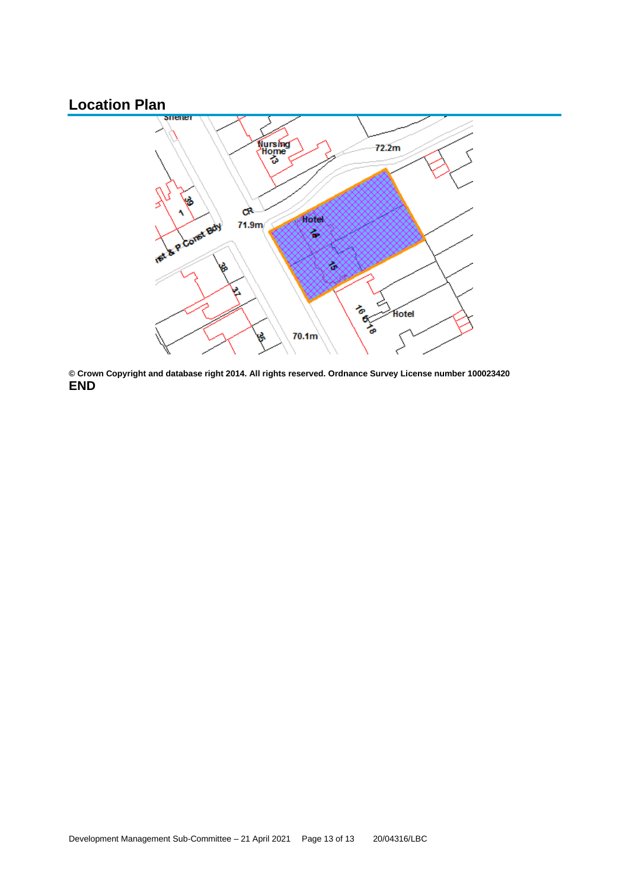## Location Plan

Shelter
Nursing Home
13
72.2m
39
1
CR
71.9m
rst & P Const Bdy
Hotel
14
15
38
37
16 to 18
Hotel
35
70.1m

**© Crown Copyright and database right 2014. All rights reserved. Ordnance Survey License number 100023420**

**END**